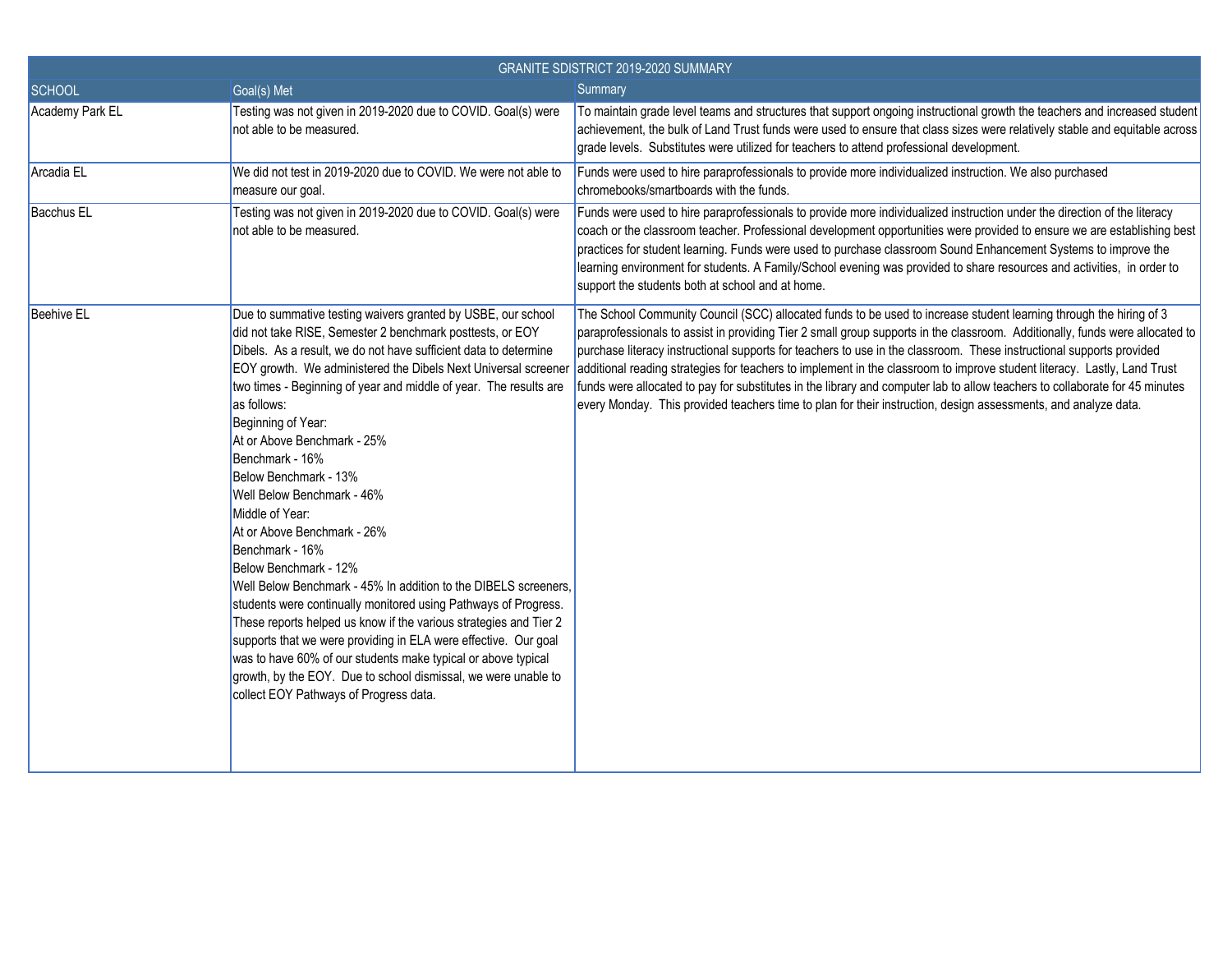| GRANITE SDISTRICT 2019-2020 SUMMARY | | |
|---|---|---|
| SCHOOL | Goal(s) Met | Summary |
| Academy Park EL | Testing was not given in 2019-2020 due to COVID. Goal(s) were not able to be measured. | To maintain grade level teams and structures that support ongoing instructional growth the teachers and increased student achievement, the bulk of Land Trust funds were used to ensure that class sizes were relatively stable and equitable across grade levels. Substitutes were utilized for teachers to attend professional development. |
| Arcadia EL | We did not test in 2019-2020 due to COVID. We were not able to measure our goal. | Funds were used to hire paraprofessionals to provide more individualized instruction. We also purchased chromebooks/smartboards with the funds. |
| Bacchus EL | Testing was not given in 2019-2020 due to COVID. Goal(s) were not able to be measured. | Funds were used to hire paraprofessionals to provide more individualized instruction under the direction of the literacy coach or the classroom teacher. Professional development opportunities were provided to ensure we are establishing best practices for student learning. Funds were used to purchase classroom Sound Enhancement Systems to improve the learning environment for students. A Family/School evening was provided to share resources and activities, in order to support the students both at school and at home. |
| Beehive EL | Due to summative testing waivers granted by USBE, our school did not take RISE, Semester 2 benchmark posttests, or EOY Dibels. As a result, we do not have sufficient data to determine EOY growth. We administered the Dibels Next Universal screener two times - Beginning of year and middle of year. The results are as follows:<br>Beginning of Year:<br>At or Above Benchmark - 25%<br>Benchmark - 16%<br>Below Benchmark - 13%<br>Well Below Benchmark - 46%<br>Middle of Year:<br>At or Above Benchmark - 26%<br>Benchmark - 16%<br>Below Benchmark - 12%<br>Well Below Benchmark - 45% In addition to the DIBELS screeners, students were continually monitored using Pathways of Progress. These reports helped us know if the various strategies and Tier 2 supports that we were providing in ELA were effective. Our goal was to have 60% of our students make typical or above typical growth, by the EOY. Due to school dismissal, we were unable to collect EOY Pathways of Progress data. | The School Community Council (SCC) allocated funds to be used to increase student learning through the hiring of 3 paraprofessionals to assist in providing Tier 2 small group supports in the classroom. Additionally, funds were allocated to purchase literacy instructional supports for teachers to use in the classroom. These instructional supports provided additional reading strategies for teachers to implement in the classroom to improve student literacy. Lastly, Land Trust funds were allocated to pay for substitutes in the library and computer lab to allow teachers to collaborate for 45 minutes every Monday. This provided teachers time to plan for their instruction, design assessments, and analyze data. |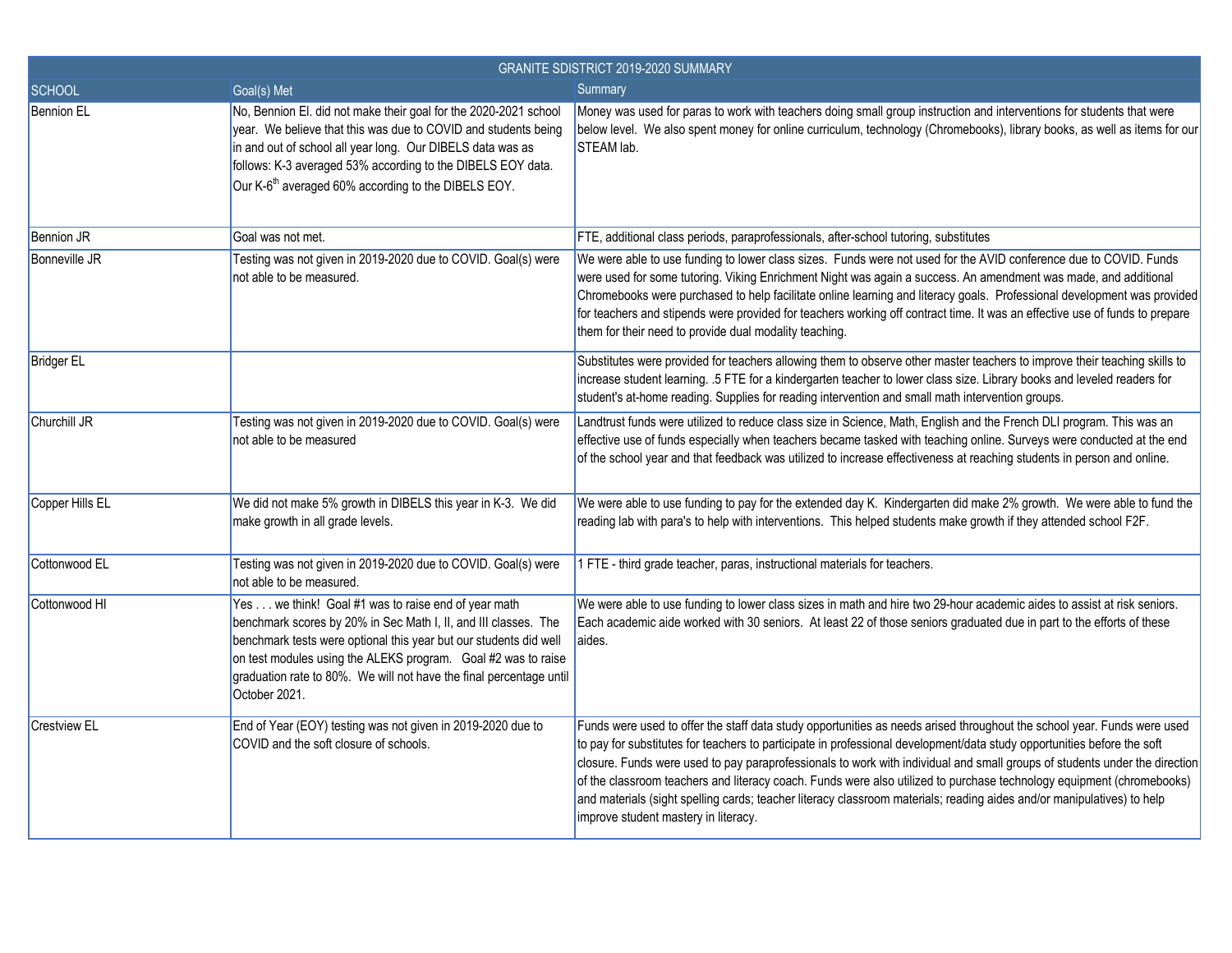| GRANITE SDISTRICT 2019-2020 SUMMARY | | |
|---|---|---|
| SCHOOL | Goal(s) Met | Summary |
| Bennion EL | No, Bennion El. did not make their goal for the 2020-2021 school year. We believe that this was due to COVID and students being in and out of school all year long. Our DIBELS data was as follows: K-3 averaged 53% according to the DIBELS EOY data. Our K-6th averaged 60% according to the DIBELS EOY. | Money was used for paras to work with teachers doing small group instruction and interventions for students that were below level. We also spent money for online curriculum, technology (Chromebooks), library books, as well as items for our STEAM lab. |
| Bennion JR | Goal was not met. | FTE, additional class periods, paraprofessionals, after-school tutoring, substitutes |
| Bonneville JR | Testing was not given in 2019-2020 due to COVID. Goal(s) were not able to be measured. | We were able to use funding to lower class sizes. Funds were not used for the AVID conference due to COVID. Funds were used for some tutoring. Viking Enrichment Night was again a success. An amendment was made, and additional Chromebooks were purchased to help facilitate online learning and literacy goals. Professional development was provided for teachers and stipends were provided for teachers working off contract time. It was an effective use of funds to prepare them for their need to provide dual modality teaching. |
| Bridger EL | | Substitutes were provided for teachers allowing them to observe other master teachers to improve their teaching skills to increase student learning. .5 FTE for a kindergarten teacher to lower class size. Library books and leveled readers for student's at-home reading. Supplies for reading intervention and small math intervention groups. |
| Churchill JR | Testing was not given in 2019-2020 due to COVID. Goal(s) were not able to be measured | Landtrust funds were utilized to reduce class size in Science, Math, English and the French DLI program. This was an effective use of funds especially when teachers became tasked with teaching online. Surveys were conducted at the end of the school year and that feedback was utilized to increase effectiveness at reaching students in person and online. |
| Copper Hills EL | We did not make 5% growth in DIBELS this year in K-3. We did make growth in all grade levels. | We were able to use funding to pay for the extended day K. Kindergarten did make 2% growth. We were able to fund the reading lab with para's to help with interventions. This helped students make growth if they attended school F2F. |
| Cottonwood EL | Testing was not given in 2019-2020 due to COVID. Goal(s) were not able to be measured. | 1 FTE - third grade teacher, paras, instructional materials for teachers. |
| Cottonwood HI | Yes . . . we think! Goal #1 was to raise end of year math benchmark scores by 20% in Sec Math I, II, and III classes. The benchmark tests were optional this year but our students did well on test modules using the ALEKS program. Goal #2 was to raise graduation rate to 80%. We will not have the final percentage until October 2021. | We were able to use funding to lower class sizes in math and hire two 29-hour academic aides to assist at risk seniors. Each academic aide worked with 30 seniors. At least 22 of those seniors graduated due in part to the efforts of these aides. |
| Crestview EL | End of Year (EOY) testing was not given in 2019-2020 due to COVID and the soft closure of schools. | Funds were used to offer the staff data study opportunities as needs arised throughout the school year. Funds were used to pay for substitutes for teachers to participate in professional development/data study opportunities before the soft closure. Funds were used to pay paraprofessionals to work with individual and small groups of students under the direction of the classroom teachers and literacy coach. Funds were also utilized to purchase technology equipment (chromebooks) and materials (sight spelling cards; teacher literacy classroom materials; reading aides and/or manipulatives) to help improve student mastery in literacy. |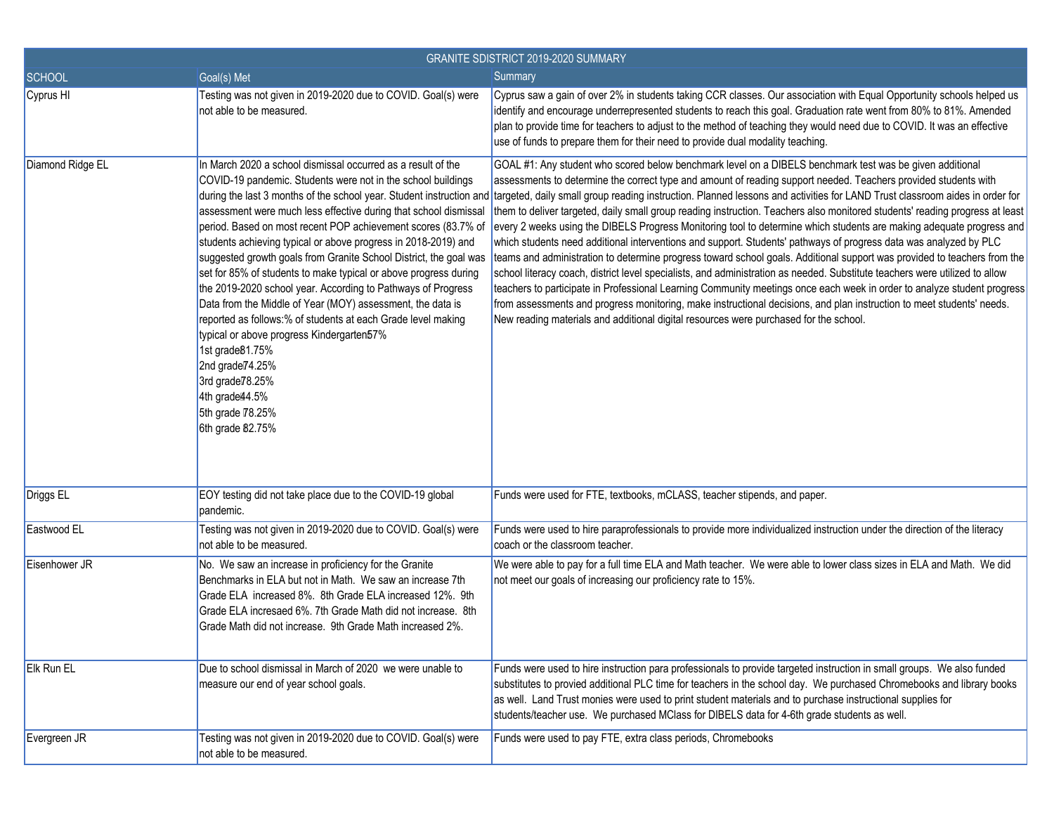| GRANITE SDISTRICT 2019-2020 SUMMARY | | |
|---|---|---|
| SCHOOL | Goal(s) Met | Summary |
| Cyprus HI | Testing was not given in 2019-2020 due to COVID. Goal(s) were not able to be measured. | Cyprus saw a gain of over 2% in students taking CCR classes. Our association with Equal Opportunity schools helped us identify and encourage underrepresented students to reach this goal. Graduation rate went from 80% to 81%. Amended plan to provide time for teachers to adjust to the method of teaching they would need due to COVID. It was an effective use of funds to prepare them for their need to provide dual modality teaching. |
| Diamond Ridge EL | In March 2020 a school dismissal occurred as a result of the COVID-19 pandemic. Students were not in the school buildings during the last 3 months of the school year. Student instruction and assessment were much less effective during that school dismissal period. Based on most recent POP achievement scores (83.7% of students achieving typical or above progress in 2018-2019) and suggested growth goals from Granite School District, the goal was set for 85% of students to make typical or above progress during the 2019-2020 school year. According to Pathways of Progress Data from the Middle of Year (MOY) assessment, the data is reported as follows:% of students at each Grade level making typical or above progress Kindergarten57%<br>1st grade81.75%<br>2nd grade74.25%<br>3rd grade78.25%<br>4th grade44.5%<br>5th grade 78.25%<br>6th grade 82.75% | GOAL #1: Any student who scored below benchmark level on a DIBELS benchmark test was be given additional assessments to determine the correct type and amount of reading support needed. Teachers provided students with targeted, daily small group reading instruction. Planned lessons and activities for LAND Trust classroom aides in order for them to deliver targeted, daily small group reading instruction. Teachers also monitored students' reading progress at least every 2 weeks using the DIBELS Progress Monitoring tool to determine which students are making adequate progress and which students need additional interventions and support. Students' pathways of progress data was analyzed by PLC teams and administration to determine progress toward school goals. Additional support was provided to teachers from the school literacy coach, district level specialists, and administration as needed. Substitute teachers were utilized to allow teachers to participate in Professional Learning Community meetings once each week in order to analyze student progress from assessments and progress monitoring, make instructional decisions, and plan instruction to meet students' needs. New reading materials and additional digital resources were purchased for the school. |
| Driggs EL | EOY testing did not take place due to the COVID-19 global pandemic. | Funds were used for FTE, textbooks, mCLASS, teacher stipends, and paper. |
| Eastwood EL | Testing was not given in 2019-2020 due to COVID. Goal(s) were not able to be measured. | Funds were used to hire paraprofessionals to provide more individualized instruction under the direction of the literacy coach or the classroom teacher. |
| Eisenhower JR | No. We saw an increase in proficiency for the Granite Benchmarks in ELA but not in Math. We saw an increase 7th Grade ELA increased 8%. 8th Grade ELA increased 12%. 9th Grade ELA incresaed 6%. 7th Grade Math did not increase. 8th Grade Math did not increase. 9th Grade Math increased 2%. | We were able to pay for a full time ELA and Math teacher. We were able to lower class sizes in ELA and Math. We did not meet our goals of increasing our proficiency rate to 15%. |
| Elk Run EL | Due to school dismissal in March of 2020 we were unable to measure our end of year school goals. | Funds were used to hire instruction para professionals to provide targeted instruction in small groups. We also funded substitutes to provied additional PLC time for teachers in the school day. We purchased Chromebooks and library books as well. Land Trust monies were used to print student materials and to purchase instructional supplies for students/teacher use. We purchased MClass for DIBELS data for 4-6th grade students as well. |
| Evergreen JR | Testing was not given in 2019-2020 due to COVID. Goal(s) were not able to be measured. | Funds were used to pay FTE, extra class periods, Chromebooks |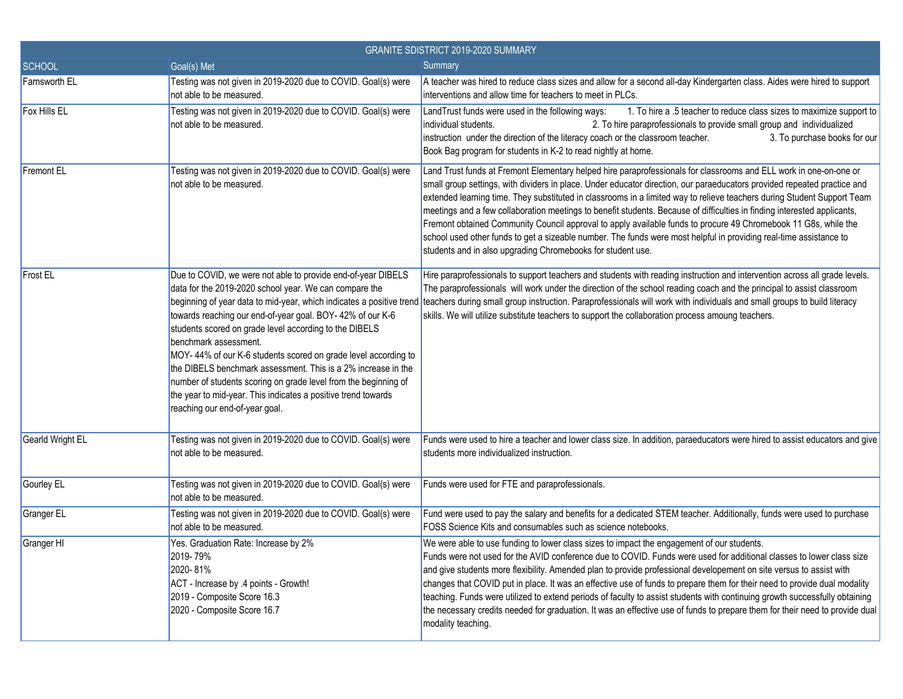| GRANITE SDISTRICT 2019-2020 SUMMARY | | |
|---|---|---|
| SCHOOL | Goal(s) Met | Summary |
| Farnsworth EL | Testing was not given in 2019-2020 due to COVID. Goal(s) were not able to be measured. | A teacher was hired to reduce class sizes and allow for a second all-day Kindergarten class. Aides were hired to support interventions and allow time for teachers to meet in PLCs. |
| Fox Hills EL | Testing was not given in 2019-2020 due to COVID. Goal(s) were not able to be measured. | LandTrust funds were used in the following ways: 1. To hire a .5 teacher to reduce class sizes to maximize support to individual students. 2. To hire paraprofessionals to provide small group and individualized instruction under the direction of the literacy coach or the classroom teacher. 3. To purchase books for our Book Bag program for students in K-2 to read nightly at home. |
| Fremont EL | Testing was not given in 2019-2020 due to COVID. Goal(s) were not able to be measured. | Land Trust funds at Fremont Elementary helped hire paraprofessionals for classrooms and ELL work in one-on-one or small group settings, with dividers in place. Under educator direction, our paraeducators provided repeated practice and extended learning time. They substituted in classrooms in a limited way to relieve teachers during Student Support Team meetings and a few collaboration meetings to benefit students. Because of difficulties in finding interested applicants, Fremont obtained Community Council approval to apply available funds to procure 49 Chromebook 11 G8s, while the school used other funds to get a sizeable number. The funds were most helpful in providing real-time assistance to students and in also upgrading Chromebooks for student use. |
| Frost EL | Due to COVID, we were not able to provide end-of-year DIBELS data for the 2019-2020 school year. We can compare the beginning of year data to mid-year, which indicates a positive trend towards reaching our end-of-year goal. BOY- 42% of our K-6 students scored on grade level according to the DIBELS benchmark assessment.<br>MOY- 44% of our K-6 students scored on grade level according to the DIBELS benchmark assessment. This is a 2% increase in the number of students scoring on grade level from the beginning of the year to mid-year. This indicates a positive trend towards reaching our end-of-year goal. | Hire paraprofessionals to support teachers and students with reading instruction and intervention across all grade levels. The paraprofessionals will work under the direction of the school reading coach and the principal to assist classroom teachers during small group instruction. Paraprofessionals will work with individuals and small groups to build literacy skills. We will utilize substitute teachers to support the collaboration process amoung teachers. |
| Gearld Wright EL | Testing was not given in 2019-2020 due to COVID. Goal(s) were not able to be measured. | Funds were used to hire a teacher and lower class size. In addition, paraeducators were hired to assist educators and give students more individualized instruction. |
| Gourley EL | Testing was not given in 2019-2020 due to COVID. Goal(s) were not able to be measured. | Funds were used for FTE and paraprofessionals. |
| Granger EL | Testing was not given in 2019-2020 due to COVID. Goal(s) were not able to be measured. | Fund were used to pay the salary and benefits for a dedicated STEM teacher. Additionally, funds were used to purchase FOSS Science Kits and consumables such as science notebooks. |
| Granger HI | Yes. Graduation Rate: Increase by 2%<br>2019- 79%<br>2020- 81%<br>ACT - Increase by .4 points - Growth!<br>2019 - Composite Score 16.3<br>2020 - Composite Score 16.7 | We were able to use funding to lower class sizes to impact the engagement of our students.<br>Funds were not used for the AVID conference due to COVID. Funds were used for additional classes to lower class size and give students more flexibility. Amended plan to provide professional developement on site versus to assist with changes that COVID put in place. It was an effective use of funds to prepare them for their need to provide dual modality teaching. Funds were utilized to extend periods of faculty to assist students with continuing growth successfully obtaining the necessary credits needed for graduation. It was an effective use of funds to prepare them for their need to provide dual modality teaching. |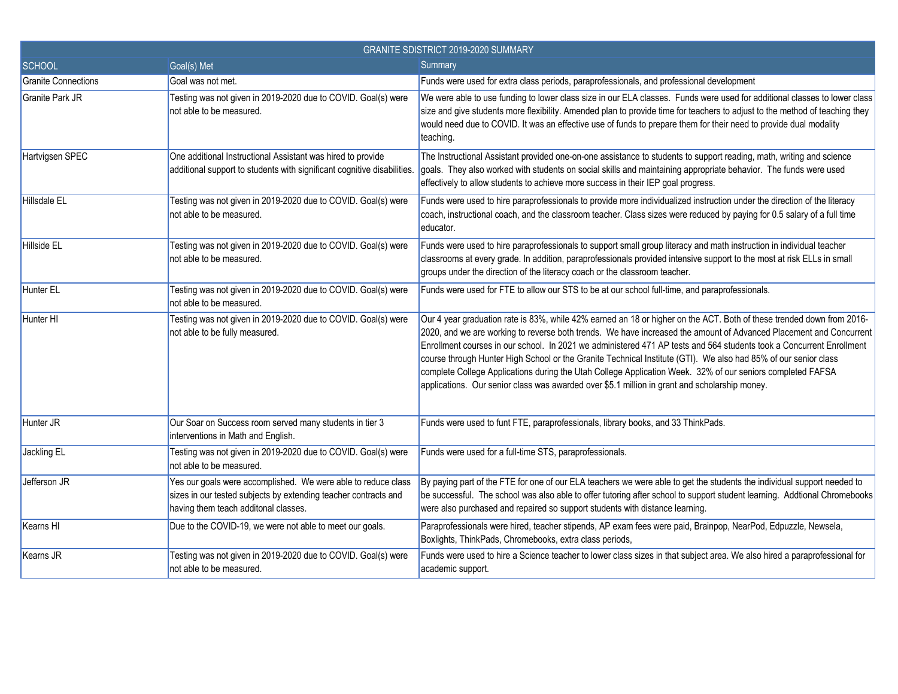| GRANITE SDISTRICT 2019-2020 SUMMARY | | |
|---|---|---|
| SCHOOL | Goal(s) Met | Summary |
| Granite Connections | Goal was not met. | Funds were used for extra class periods, paraprofessionals, and professional development |
| Granite Park JR | Testing was not given in 2019-2020 due to COVID. Goal(s) were not able to be measured. | We were able to use funding to lower class size in our ELA classes. Funds were used for additional classes to lower class size and give students more flexibility. Amended plan to provide time for teachers to adjust to the method of teaching they would need due to COVID. It was an effective use of funds to prepare them for their need to provide dual modality teaching. |
| Hartvigsen SPEC | One additional Instructional Assistant was hired to provide additional support to students with significant cognitive disabilities. | The Instructional Assistant provided one-on-one assistance to students to support reading, math, writing and science goals. They also worked with students on social skills and maintaining appropriate behavior. The funds were used effectively to allow students to achieve more success in their IEP goal progress. |
| Hillsdale EL | Testing was not given in 2019-2020 due to COVID. Goal(s) were not able to be measured. | Funds were used to hire paraprofessionals to provide more individualized instruction under the direction of the literacy coach, instructional coach, and the classroom teacher. Class sizes were reduced by paying for 0.5 salary of a full time educator. |
| Hillside EL | Testing was not given in 2019-2020 due to COVID. Goal(s) were not able to be measured. | Funds were used to hire paraprofessionals to support small group literacy and math instruction in individual teacher classrooms at every grade. In addition, paraprofessionals provided intensive support to the most at risk ELLs in small groups under the direction of the literacy coach or the classroom teacher. |
| Hunter EL | Testing was not given in 2019-2020 due to COVID. Goal(s) were not able to be measured. | Funds were used for FTE to allow our STS to be at our school full-time, and paraprofessionals. |
| Hunter HI | Testing was not given in 2019-2020 due to COVID. Goal(s) were not able to be fully measured. | Our 4 year graduation rate is 83%, while 42% earned an 18 or higher on the ACT. Both of these trended down from 2016-2020, and we are working to reverse both trends. We have increased the amount of Advanced Placement and Concurrent Enrollment courses in our school. In 2021 we administered 471 AP tests and 564 students took a Concurrent Enrollment course through Hunter High School or the Granite Technical Institute (GTI). We also had 85% of our senior class complete College Applications during the Utah College Application Week. 32% of our seniors completed FAFSA applications. Our senior class was awarded over $5.1 million in grant and scholarship money. |
| Hunter JR | Our Soar on Success room served many students in tier 3 interventions in Math and English. | Funds were used to funt FTE, paraprofessionals, library books, and 33 ThinkPads. |
| Jackling EL | Testing was not given in 2019-2020 due to COVID. Goal(s) were not able to be measured. | Funds were used for a full-time STS, paraprofessionals. |
| Jefferson JR | Yes our goals were accomplished. We were able to reduce class sizes in our tested subjects by extending teacher contracts and having them teach additonal classes. | By paying part of the FTE for one of our ELA teachers we were able to get the students the individual support needed to be successful. The school was also able to offer tutoring after school to support student learning. Addtional Chromebooks were also purchased and repaired so support students with distance learning. |
| Kearns HI | Due to the COVID-19, we were not able to meet our goals. | Paraprofessionals were hired, teacher stipends, AP exam fees were paid, Brainpop, NearPod, Edpuzzle, Newsela, Boxlights, ThinkPads, Chromebooks, extra class periods, |
| Kearns JR | Testing was not given in 2019-2020 due to COVID. Goal(s) were not able to be measured. | Funds were used to hire a Science teacher to lower class sizes in that subject area. We also hired a paraprofessional for academic support. |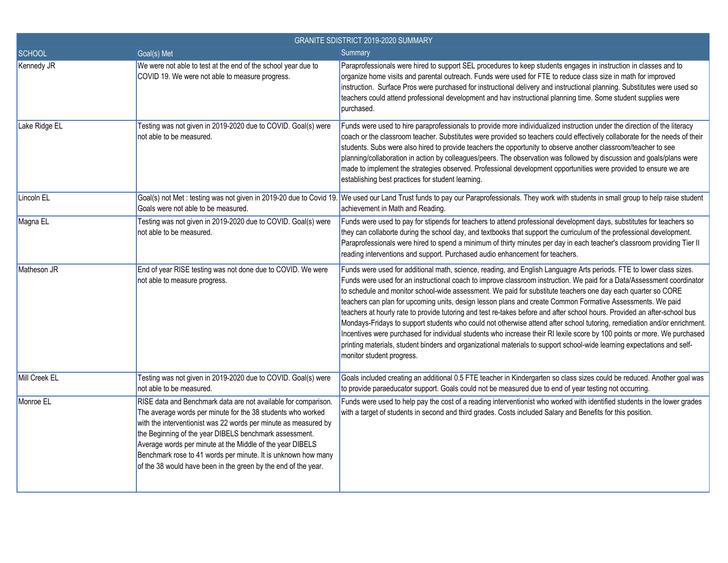| GRANITE SDISTRICT 2019-2020 SUMMARY | | |
|---|---|---|
| SCHOOL | Goal(s) Met | Summary |
| Kennedy JR | We were not able to test at the end of the school year due to COVID 19. We were not able to measure progress. | Paraprofessionals were hired to support SEL procedures to keep students engages in instruction in classes and to organize home visits and parental outreach. Funds were used for FTE to reduce class size in math for improved instruction. Surface Pros were purchased for instructional delivery and instructional planning. Substitutes were used so teachers could attend professional development and hav instructional planning time. Some student supplies were purchased. |
| Lake Ridge EL | Testing was not given in 2019-2020 due to COVID. Goal(s) were not able to be measured. | Funds were used to hire paraprofessionals to provide more individualized instruction under the direction of the literacy coach or the classroom teacher. Substitutes were provided so teachers could effectively collaborate for the needs of their students. Subs were also hired to provide teachers the opportunity to observe another classroom/teacher to see planning/collaboration in action by colleagues/peers. The observation was followed by discussion and goals/plans were made to implement the strategies observed. Professional development opportunities were provided to ensure we are establishing best practices for student learning. |
| Lincoln EL | Goal(s) not Met : testing was not given in 2019-20 due to Covid 19. Goals were not able to be measured. | We used our Land Trust funds to pay our Paraprofessionals. They work with students in small group to help raise student achievement in Math and Reading. |
| Magna EL | Testing was not given in 2019-2020 due to COVID. Goal(s) were not able to be measured. | Funds were used to pay for stipends for teachers to attend professional development days, substitutes for teachers so they can collaborte during the school day, and textbooks that support the curriculum of the professional development. Paraprofessionals were hired to spend a minimum of thirty minutes per day in each teacher's classroom providing Tier II reading interventions and support. Purchased audio enhancement for teachers. |
| Matheson JR | End of year RISE testing was not done due to COVID. We were not able to measure progress. | Funds were used for additional math, science, reading, and English Languagre Arts periods. FTE to lower class sizes. Funds were used for an instructional coach to improve classroom instruction. We paid for a Data/Assessment coordinator to schedule and monitor school-wide assessment. We paid for substitute teachers one day each quarter so CORE teachers can plan for upcoming units, design lesson plans and create Common Formative Assessments. We paid teachers at hourly rate to provide tutoring and test re-takes before and after school hours. Provided an after-school bus Mondays-Fridays to support students who could not otherwise attend after school tutoring, remediation and/or enrichment. Incentives were purchased for individual students who increase their RI lexile score by 100 points or more. We purchased printing materials, student binders and organizational materials to support school-wide learning expectations and self-monitor student progress. |
| Mill Creek EL | Testing was not given in 2019-2020 due to COVID. Goal(s) were not able to be measured. | Goals included creating an additional 0.5 FTE teacher in Kindergarten so class sizes could be reduced. Another goal was to provide paraeducator support. Goals could not be measured due to end of year testing not occurring. |
| Monroe EL | RISE data and Benchmark data are not available for comparison. The average words per minute for the 38 students who worked with the interventionist was 22 words per minute as measured by the Beginning of the year DIBELS benchmark assessment. Average words per minute at the Middle of the year DIBELS Benchmark rose to 41 words per minute. It is unknown how many of the 38 would have been in the green by the end of the year. | Funds were used to help pay the cost of a reading interventionist who worked with identified students in the lower grades with a target of students in second and third grades. Costs included Salary and Benefits for this position. |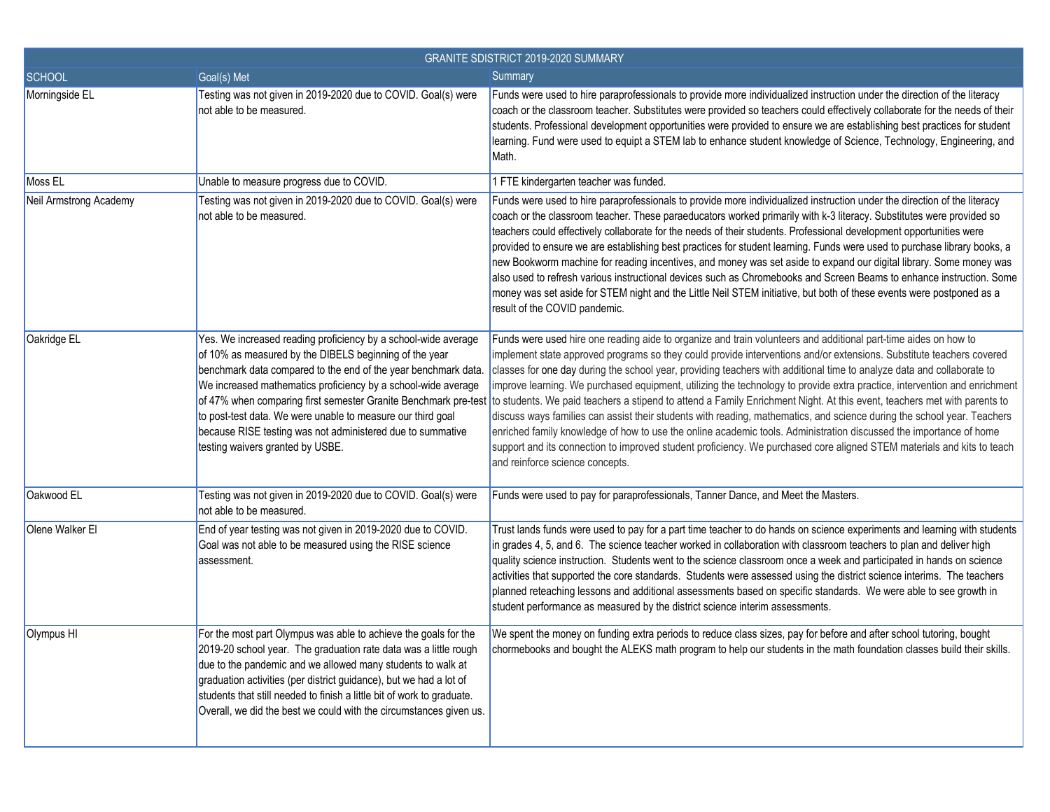| GRANITE SDISTRICT 2019-2020 SUMMARY | | |
|---|---|---|
| SCHOOL | Goal(s) Met | Summary |
| Morningside EL | Testing was not given in 2019-2020 due to COVID. Goal(s) were not able to be measured. | Funds were used to hire paraprofessionals to provide more individualized instruction under the direction of the literacy coach or the classroom teacher. Substitutes were provided so teachers could effectively collaborate for the needs of their students. Professional development opportunities were provided to ensure we are establishing best practices for student learning. Fund were used to equipt a STEM lab to enhance student knowledge of Science, Technology, Engineering, and Math. |
| Moss EL | Unable to measure progress due to COVID. | 1 FTE kindergarten teacher was funded. |
| Neil Armstrong Academy | Testing was not given in 2019-2020 due to COVID. Goal(s) were not able to be measured. | Funds were used to hire paraprofessionals to provide more individualized instruction under the direction of the literacy coach or the classroom teacher. These paraeducators worked primarily with k-3 literacy. Substitutes were provided so teachers could effectively collaborate for the needs of their students. Professional development opportunities were provided to ensure we are establishing best practices for student learning. Funds were used to purchase library books, a new Bookworm machine for reading incentives, and money was set aside to expand our digital library. Some money was also used to refresh various instructional devices such as Chromebooks and Screen Beams to enhance instruction. Some money was set aside for STEM night and the Little Neil STEM initiative, but both of these events were postponed as a result of the COVID pandemic. |
| Oakridge EL | Yes. We increased reading proficiency by a school-wide average of 10% as measured by the DIBELS beginning of the year benchmark data compared to the end of the year benchmark data. We increased mathematics proficiency by a school-wide average of 47% when comparing first semester Granite Benchmark pre-test to post-test data. We were unable to measure our third goal because RISE testing was not administered due to summative testing waivers granted by USBE. | Funds were used hire one reading aide to organize and train volunteers and additional part-time aides on how to implement state approved programs so they could provide interventions and/or extensions. Substitute teachers covered classes for one day during the school year, providing teachers with additional time to analyze data and collaborate to improve learning. We purchased equipment, utilizing the technology to provide extra practice, intervention and enrichment to students. We paid teachers a stipend to attend a Family Enrichment Night. At this event, teachers met with parents to discuss ways families can assist their students with reading, mathematics, and science during the school year. Teachers enriched family knowledge of how to use the online academic tools. Administration discussed the importance of home support and its connection to improved student proficiency. We purchased core aligned STEM materials and kits to teach and reinforce science concepts. |
| Oakwood EL | Testing was not given in 2019-2020 due to COVID. Goal(s) were not able to be measured. | Funds were used to pay for paraprofessionals, Tanner Dance, and Meet the Masters. |
| Olene Walker El | End of year testing was not given in 2019-2020 due to COVID. Goal was not able to be measured using the RISE science assessment. | Trust lands funds were used to pay for a part time teacher to do hands on science experiments and learning with students in grades 4, 5, and 6. The science teacher worked in collaboration with classroom teachers to plan and deliver high quality science instruction. Students went to the science classroom once a week and participated in hands on science activities that supported the core standards. Students were assessed using the district science interims. The teachers planned reteaching lessons and additional assessments based on specific standards. We were able to see growth in student performance as measured by the district science interim assessments. |
| Olympus HI | For the most part Olympus was able to achieve the goals for the 2019-20 school year. The graduation rate data was a little rough due to the pandemic and we allowed many students to walk at graduation activities (per district guidance), but we had a lot of students that still needed to finish a little bit of work to graduate. Overall, we did the best we could with the circumstances given us. | We spent the money on funding extra periods to reduce class sizes, pay for before and after school tutoring, bought chormebooks and bought the ALEKS math program to help our students in the math foundation classes build their skills. |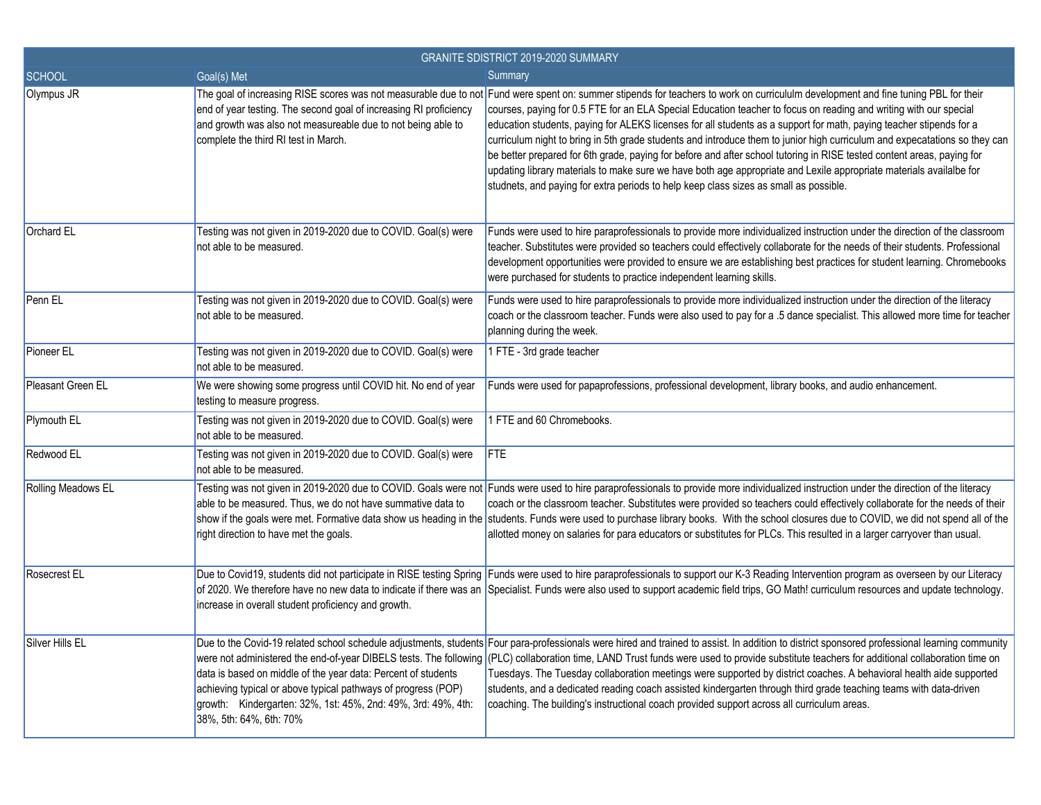| GRANITE SDISTRICT 2019-2020 SUMMARY | | |
|---|---|---|
| SCHOOL | Goal(s) Met | Summary |
| Olympus JR | The goal of increasing RISE scores was not measurable due to not end of year testing. The second goal of increasing RI proficiency and growth was also not measureable due to not being able to complete the third RI test in March. | Fund were spent on: summer stipends for teachers to work on curricululm development and fine tuning PBL for their courses, paying for 0.5 FTE for an ELA Special Education teacher to focus on reading and writing with our special education students, paying for ALEKS licenses for all students as a support for math, paying teacher stipends for a curriculum night to bring in 5th grade students and introduce them to junior high curriculum and expecatations so they can be better prepared for 6th grade, paying for before and after school tutoring in RISE tested content areas, paying for updating library materials to make sure we have both age appropriate and Lexile appropriate materials availalbe for studnets, and paying for extra periods to help keep class sizes as small as possible. |
| Orchard EL | Testing was not given in 2019-2020 due to COVID. Goal(s) were not able to be measured. | Funds were used to hire paraprofessionals to provide more individualized instruction under the direction of the classroom teacher. Substitutes were provided so teachers could effectively collaborate for the needs of their students. Professional development opportunities were provided to ensure we are establishing best practices for student learning. Chromebooks were purchased for students to practice independent learning skills. |
| Penn EL | Testing was not given in 2019-2020 due to COVID. Goal(s) were not able to be measured. | Funds were used to hire paraprofessionals to provide more individualized instruction under the direction of the literacy coach or the classroom teacher. Funds were also used to pay for a .5 dance specialist. This allowed more time for teacher planning during the week. |
| Pioneer EL | Testing was not given in 2019-2020 due to COVID. Goal(s) were not able to be measured. | 1 FTE - 3rd grade teacher |
| Pleasant Green EL | We were showing some progress until COVID hit. No end of year testing to measure progress. | Funds were used for papaprofessions, professional development, library books, and audio enhancement. |
| Plymouth EL | Testing was not given in 2019-2020 due to COVID. Goal(s) were not able to be measured. | 1 FTE and 60 Chromebooks. |
| Redwood EL | Testing was not given in 2019-2020 due to COVID. Goal(s) were not able to be measured. | FTE |
| Rolling Meadows EL | Testing was not given in 2019-2020 due to COVID. Goals were not able to be measured. Thus, we do not have summative data to show if the goals were met. Formative data show us heading in the right direction to have met the goals. | Funds were used to hire paraprofessionals to provide more individualized instruction under the direction of the literacy coach or the classroom teacher. Substitutes were provided so teachers could effectively collaborate for the needs of their students. Funds were used to purchase library books. With the school closures due to COVID, we did not spend all of the allotted money on salaries for para educators or substitutes for PLCs. This resulted in a larger carryover than usual. |
| Rosecrest EL | Due to Covid19, students did not participate in RISE testing Spring of 2020. We therefore have no new data to indicate if there was an increase in overall student proficiency and growth. | Funds were used to hire paraprofessionals to support our K-3 Reading Intervention program as overseen by our Literacy Specialist. Funds were also used to support academic field trips, GO Math! curriculum resources and update technology. |
| Silver Hills EL | Due to the Covid-19 related school schedule adjustments, students were not administered the end-of-year DIBELS tests. The following data is based on middle of the year data: Percent of students achieving typical or above typical pathways of progress (POP) growth: Kindergarten: 32%, 1st: 45%, 2nd: 49%, 3rd: 49%, 4th: 38%, 5th: 64%, 6th: 70% | Four para-professionals were hired and trained to assist. In addition to district sponsored professional learning community (PLC) collaboration time, LAND Trust funds were used to provide substitute teachers for additional collaboration time on Tuesdays. The Tuesday collaboration meetings were supported by district coaches. A behavioral health aide supported students, and a dedicated reading coach assisted kindergarten through third grade teaching teams with data-driven coaching. The building's instructional coach provided support across all curriculum areas. |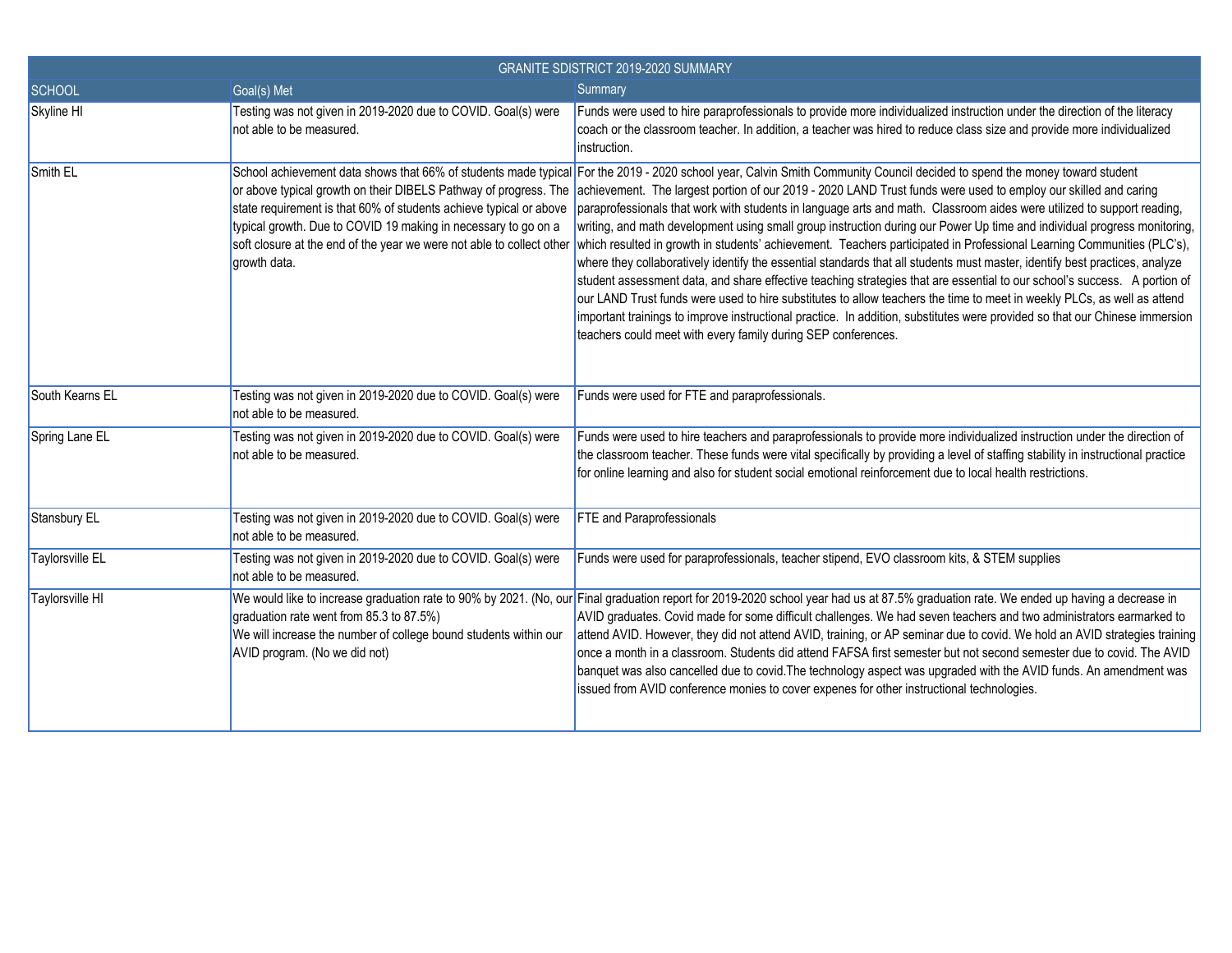| GRANITE SDISTRICT 2019-2020 SUMMARY | | |
|---|---|---|
| SCHOOL | Goal(s) Met | Summary |
| Skyline HI | Testing was not given in 2019-2020 due to COVID. Goal(s) were not able to be measured. | Funds were used to hire paraprofessionals to provide more individualized instruction under the direction of the literacy coach or the classroom teacher. In addition, a teacher was hired to reduce class size and provide more individualized instruction. |
| Smith EL | School achievement data shows that 66% of students made typical or above typical growth on their DIBELS Pathway of progress. The state requirement is that 60% of students achieve typical or above typical growth. Due to COVID 19 making in necessary to go on a soft closure at the end of the year we were not able to collect other growth data. | For the 2019 - 2020 school year, Calvin Smith Community Council decided to spend the money toward student achievement. The largest portion of our 2019 - 2020 LAND Trust funds were used to employ our skilled and caring paraprofessionals that work with students in language arts and math. Classroom aides were utilized to support reading, writing, and math development using small group instruction during our Power Up time and individual progress monitoring, which resulted in growth in students' achievement. Teachers participated in Professional Learning Communities (PLC's), where they collaboratively identify the essential standards that all students must master, identify best practices, analyze student assessment data, and share effective teaching strategies that are essential to our school's success. A portion of our LAND Trust funds were used to hire substitutes to allow teachers the time to meet in weekly PLCs, as well as attend important trainings to improve instructional practice. In addition, substitutes were provided so that our Chinese immersion teachers could meet with every family during SEP conferences. |
| South Kearns EL | Testing was not given in 2019-2020 due to COVID. Goal(s) were not able to be measured. | Funds were used for FTE and paraprofessionals. |
| Spring Lane EL | Testing was not given in 2019-2020 due to COVID. Goal(s) were not able to be measured. | Funds were used to hire teachers and paraprofessionals to provide more individualized instruction under the direction of the classroom teacher. These funds were vital specifically by providing a level of staffing stability in instructional practice for online learning and also for student social emotional reinforcement due to local health restrictions. |
| Stansbury EL | Testing was not given in 2019-2020 due to COVID. Goal(s) were not able to be measured. | FTE and Paraprofessionals |
| Taylorsville EL | Testing was not given in 2019-2020 due to COVID. Goal(s) were not able to be measured. | Funds were used for paraprofessionals, teacher stipend, EVO classroom kits, & STEM supplies |
| Taylorsville HI | We would like to increase graduation rate to 90% by 2021. (No, our graduation rate went from 85.3 to 87.5%)<br>We will increase the number of college bound students within our AVID program. (No we did not) | Final graduation report for 2019-2020 school year had us at 87.5% graduation rate. We ended up having a decrease in AVID graduates. Covid made for some difficult challenges. We had seven teachers and two administrators earmarked to attend AVID. However, they did not attend AVID, training, or AP seminar due to covid. We hold an AVID strategies training once a month in a classroom. Students did attend FAFSA first semester but not second semester due to covid. The AVID banquet was also cancelled due to covid.The technology aspect was upgraded with the AVID funds. An amendment was issued from AVID conference monies to cover expenes for other instructional technologies. |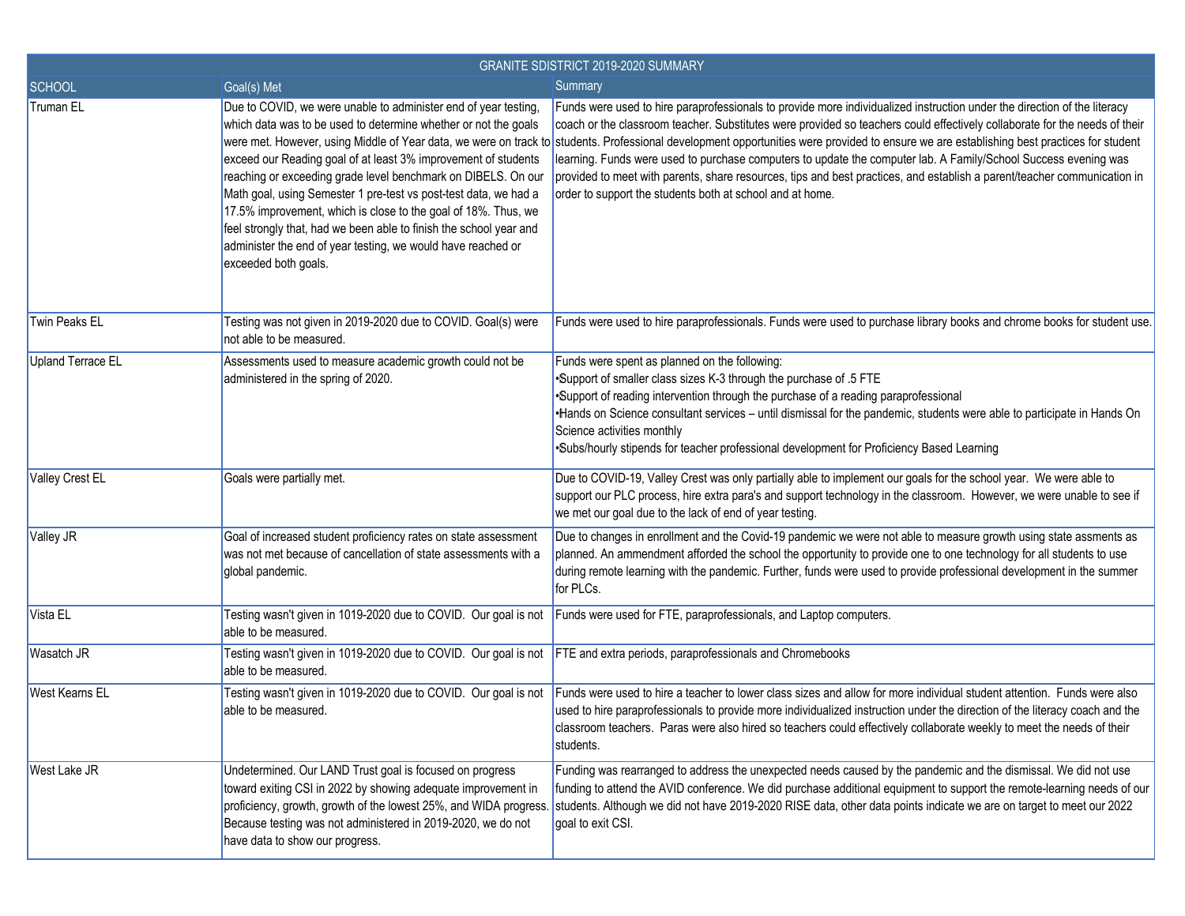| GRANITE SDISTRICT 2019-2020 SUMMARY | | |
|---|---|---|
| SCHOOL | Goal(s) Met | Summary |
| Truman EL | Due to COVID, we were unable to administer end of year testing, which data was to be used to determine whether or not the goals were met. However, using Middle of Year data, we were on track to exceed our Reading goal of at least 3% improvement of students reaching or exceeding grade level benchmark on DIBELS. On our Math goal, using Semester 1 pre-test vs post-test data, we had a 17.5% improvement, which is close to the goal of 18%. Thus, we feel strongly that, had we been able to finish the school year and administer the end of year testing, we would have reached or exceeded both goals. | Funds were used to hire paraprofessionals to provide more individualized instruction under the direction of the literacy coach or the classroom teacher. Substitutes were provided so teachers could effectively collaborate for the needs of their students. Professional development opportunities were provided to ensure we are establishing best practices for student learning. Funds were used to purchase computers to update the computer lab. A Family/School Success evening was provided to meet with parents, share resources, tips and best practices, and establish a parent/teacher communication in order to support the students both at school and at home. |
| Twin Peaks EL | Testing was not given in 2019-2020 due to COVID. Goal(s) were not able to be measured. | Funds were used to hire paraprofessionals. Funds were used to purchase library books and chrome books for student use. |
| Upland Terrace EL | Assessments used to measure academic growth could not be administered in the spring of 2020. | Funds were spent as planned on the following:<br>•Support of smaller class sizes K-3 through the purchase of .5 FTE<br>•Support of reading intervention through the purchase of a reading paraprofessional<br>•Hands on Science consultant services – until dismissal for the pandemic, students were able to participate in Hands On Science activities monthly<br>•Subs/hourly stipends for teacher professional development for Proficiency Based Learning |
| Valley Crest EL | Goals were partially met. | Due to COVID-19, Valley Crest was only partially able to implement our goals for the school year. We were able to support our PLC process, hire extra para's and support technology in the classroom. However, we were unable to see if we met our goal due to the lack of end of year testing. |
| Valley JR | Goal of increased student proficiency rates on state assessment was not met because of cancellation of state assessments with a global pandemic. | Due to changes in enrollment and the Covid-19 pandemic we were not able to measure growth using state assments as planned. An ammendment afforded the school the opportunity to provide one to one technology for all students to use during remote learning with the pandemic. Further, funds were used to provide professional development in the summer for PLCs. |
| Vista EL | Testing wasn't given in 1019-2020 due to COVID. Our goal is not able to be measured. | Funds were used for FTE, paraprofessionals, and Laptop computers. |
| Wasatch JR | Testing wasn't given in 1019-2020 due to COVID. Our goal is not able to be measured. | FTE and extra periods, paraprofessionals and Chromebooks |
| West Kearns EL | Testing wasn't given in 1019-2020 due to COVID. Our goal is not able to be measured. | Funds were used to hire a teacher to lower class sizes and allow for more individual student attention. Funds were also used to hire paraprofessionals to provide more individualized instruction under the direction of the literacy coach and the classroom teachers. Paras were also hired so teachers could effectively collaborate weekly to meet the needs of their students. |
| West Lake JR | Undetermined. Our LAND Trust goal is focused on progress toward exiting CSI in 2022 by showing adequate improvement in proficiency, growth, growth of the lowest 25%, and WIDA progress. Because testing was not administered in 2019-2020, we do not have data to show our progress. | Funding was rearranged to address the unexpected needs caused by the pandemic and the dismissal. We did not use funding to attend the AVID conference. We did purchase additional equipment to support the remote-learning needs of our students. Although we did not have 2019-2020 RISE data, other data points indicate we are on target to meet our 2022 goal to exit CSI. |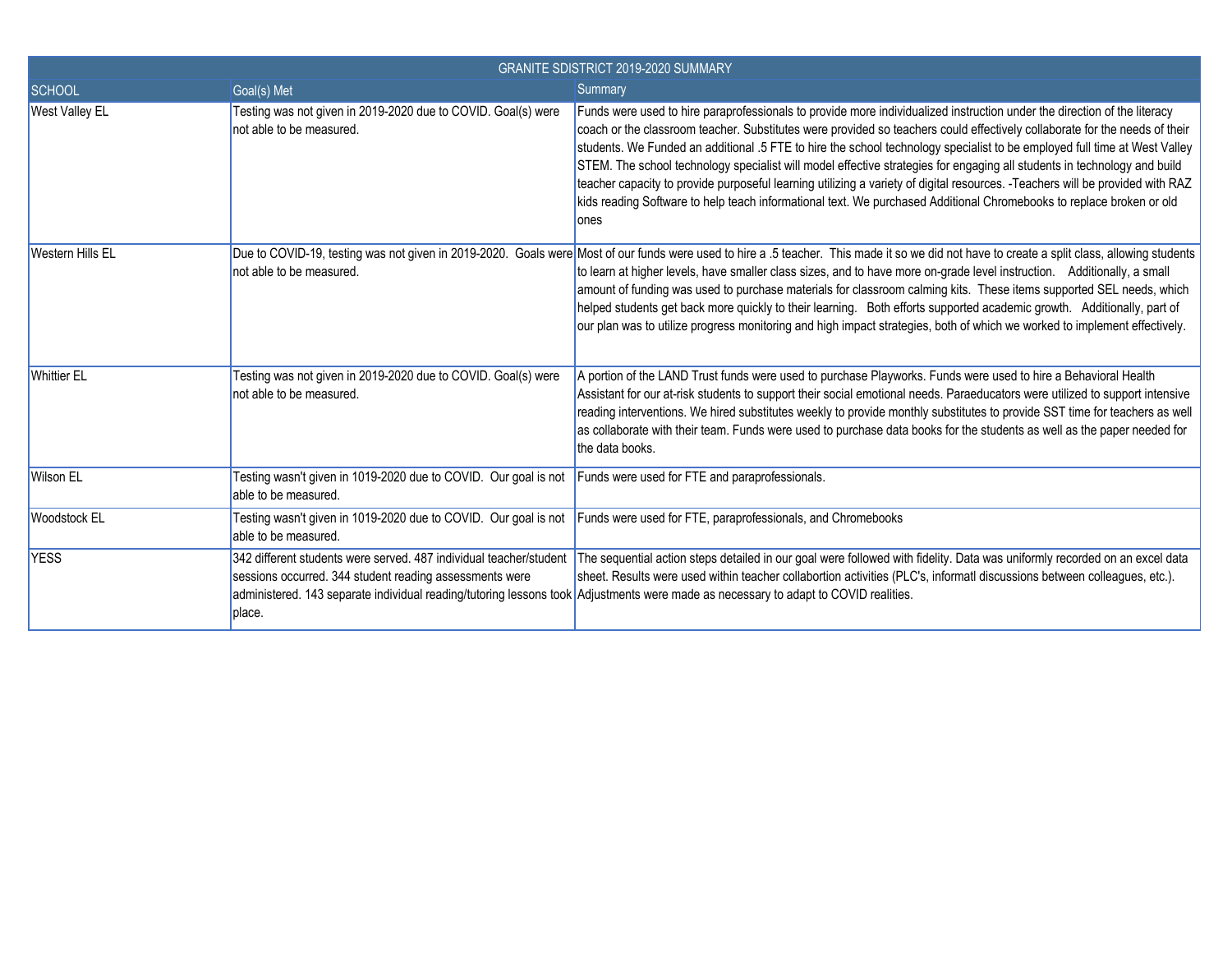| GRANITE SDISTRICT 2019-2020 SUMMARY | | |
|---|---|---|
| SCHOOL | Goal(s) Met | Summary |
| West Valley EL | Testing was not given in 2019-2020 due to COVID. Goal(s) were not able to be measured. | Funds were used to hire paraprofessionals to provide more individualized instruction under the direction of the literacy coach or the classroom teacher. Substitutes were provided so teachers could effectively collaborate for the needs of their students. We Funded an additional .5 FTE to hire the school technology specialist to be employed full time at West Valley STEM. The school technology specialist will model effective strategies for engaging all students in technology and build teacher capacity to provide purposeful learning utilizing a variety of digital resources. -Teachers will be provided with RAZ kids reading Software to help teach informational text. We purchased Additional Chromebooks to replace broken or old ones |
| Western Hills EL | Due to COVID-19, testing was not given in 2019-2020. Goals were not able to be measured. | Most of our funds were used to hire a .5 teacher. This made it so we did not have to create a split class, allowing students to learn at higher levels, have smaller class sizes, and to have more on-grade level instruction. Additionally, a small amount of funding was used to purchase materials for classroom calming kits. These items supported SEL needs, which helped students get back more quickly to their learning. Both efforts supported academic growth. Additionally, part of our plan was to utilize progress monitoring and high impact strategies, both of which we worked to implement effectively. |
| Whittier EL | Testing was not given in 2019-2020 due to COVID. Goal(s) were not able to be measured. | A portion of the LAND Trust funds were used to purchase Playworks. Funds were used to hire a Behavioral Health Assistant for our at-risk students to support their social emotional needs. Paraeducators were utilized to support intensive reading interventions. We hired substitutes weekly to provide monthly substitutes to provide SST time for teachers as well as collaborate with their team. Funds were used to purchase data books for the students as well as the paper needed for the data books. |
| Wilson EL | Testing wasn't given in 1019-2020 due to COVID. Our goal is not able to be measured. | Funds were used for FTE and paraprofessionals. |
| Woodstock EL | Testing wasn't given in 1019-2020 due to COVID. Our goal is not able to be measured. | Funds were used for FTE, paraprofessionals, and Chromebooks |
| YESS | 342 different students were served. 487 individual teacher/student sessions occurred. 344 student reading assessments were administered. 143 separate individual reading/tutoring lessons took place. | The sequential action steps detailed in our goal were followed with fidelity. Data was uniformly recorded on an excel data sheet. Results were used within teacher collabortion activities (PLC's, informatl discussions between colleagues, etc.). Adjustments were made as necessary to adapt to COVID realities. |